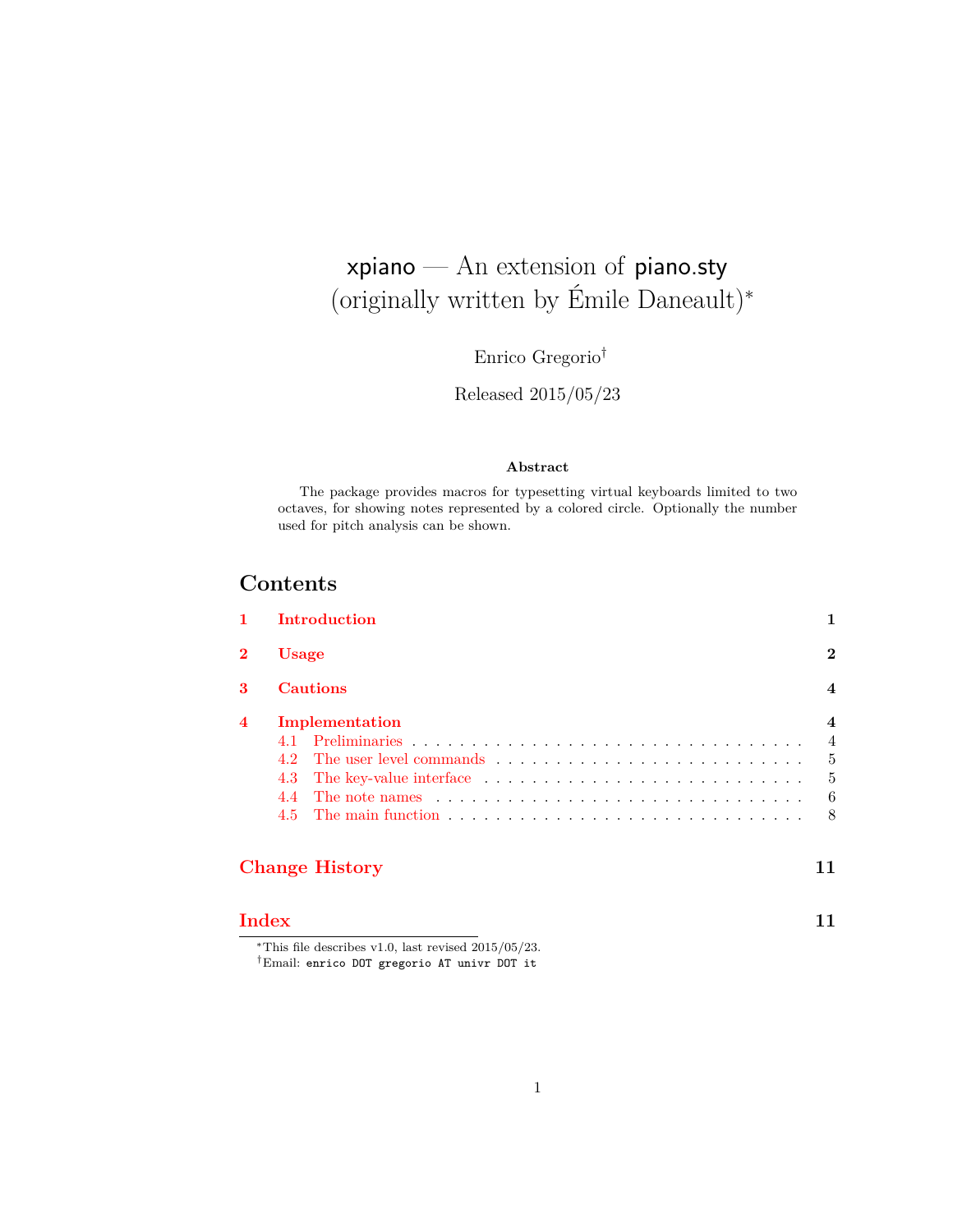# xpiano — An extension of piano.sty (originally written by Émile Daneault)*

Enrico Gregorio†

Released 2015/05/23

**Abstract**

The package provides macros for typesetting virtual keyboards limited to two octaves, for showing notes represented by a colored circle. Optionally the number used for pitch analysis can be shown.

## Contents

- **1 Introduction** — 1
- **2 Usage** — 2
- **3 Cautions** — 4
- **4 Implementation** — 4
  - 4.1 Preliminaries — 4
  - 4.2 The user level commands — 5
  - 4.3 The key-value interface — 5
  - 4.4 The note names — 6
  - 4.5 The main function — 8
- **Change History** — 11
- **Index** — 11

*This file describes v1.0, last revised 2015/05/23.

†Email: `enrico DOT gregorio AT univr DOT it`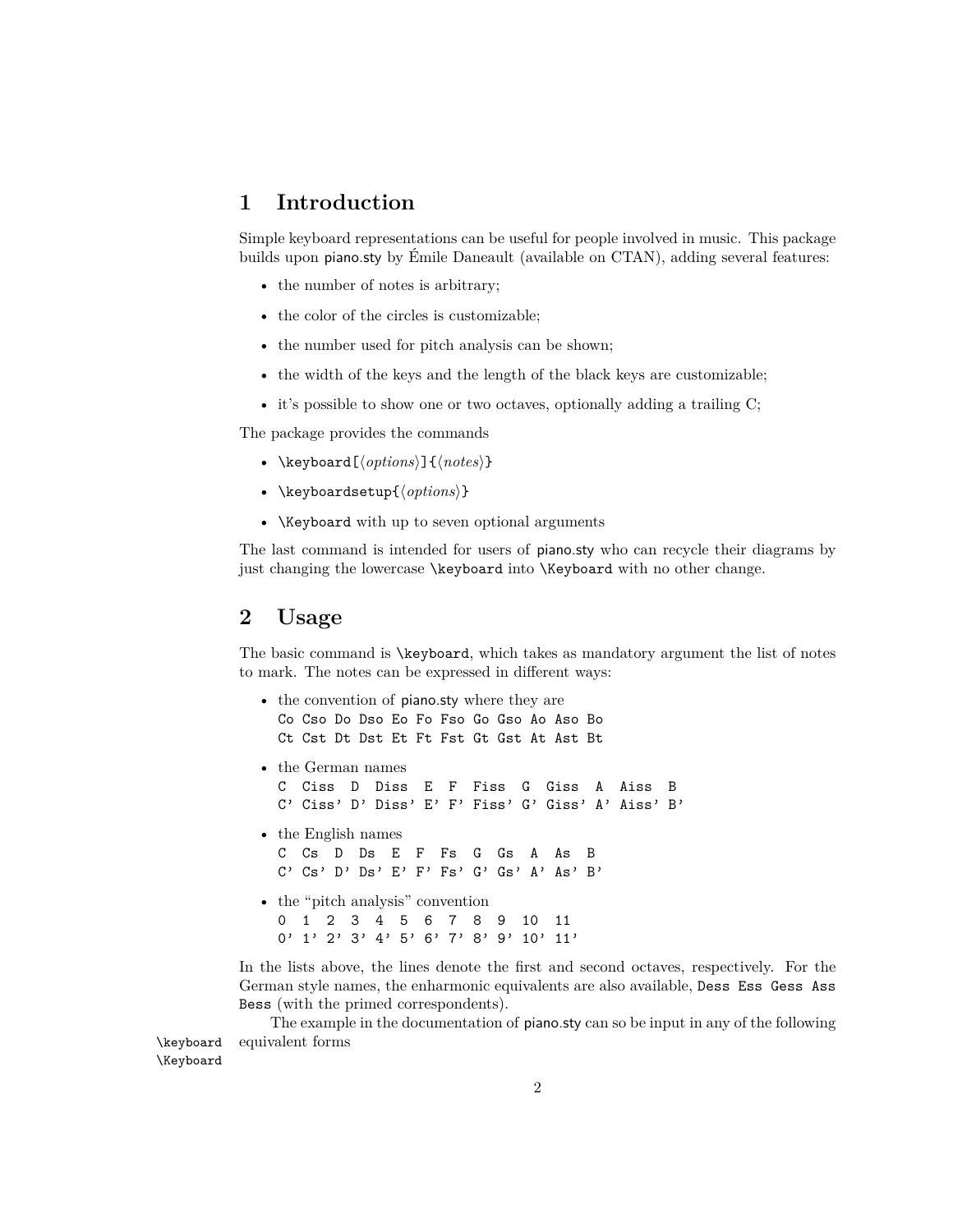# 1 Introduction

Simple keyboard representations can be useful for people involved in music. This package builds upon piano.sty by Émile Daneault (available on CTAN), adding several features:

- the number of notes is arbitrary;
- the color of the circles is customizable;
- the number used for pitch analysis can be shown;
- the width of the keys and the length of the black keys are customizable;
- it's possible to show one or two octaves, optionally adding a trailing C;

The package provides the commands

- `\keyboard[`⟨*options*⟩`]{`⟨*notes*⟩`}`
- `\keyboardsetup{`⟨*options*⟩`}`
- `\Keyboard` with up to seven optional arguments

The last command is intended for users of piano.sty who can recycle their diagrams by just changing the lowercase `\keyboard` into `\Keyboard` with no other change.

# 2 Usage

The basic command is `\keyboard`, which takes as mandatory argument the list of notes to mark. The notes can be expressed in different ways:

- the convention of piano.sty where they are
  `Co Cso Do Dso Eo Fo Fso Go Gso Ao Aso Bo`
  `Ct Cst Dt Dst Et Ft Fst Gt Gst At Ast Bt`
- the German names
  `C Ciss D Diss E F Fiss G Giss A Aiss B`
  `C' Ciss' D' Diss' E' F' Fiss' G' Giss' A' Aiss' B'`
- the English names
  `C Cs D Ds E F Fs G Gs A As B`
  `C' Cs' D' Ds' E' F' Fs' G' Gs' A' As' B'`
- the "pitch analysis" convention
  `0 1 2 3 4 5 6 7 8 9 10 11`
  `0' 1' 2' 3' 4' 5' 6' 7' 8' 9' 10' 11'`

In the lists above, the lines denote the first and second octaves, respectively. For the German style names, the enharmonic equivalents are also available, `Dess Ess Gess Ass Bess` (with the primed correspondents).

The example in the documentation of piano.sty can so be input in any of the following equivalent forms

`\keyboard`
`\Keyboard`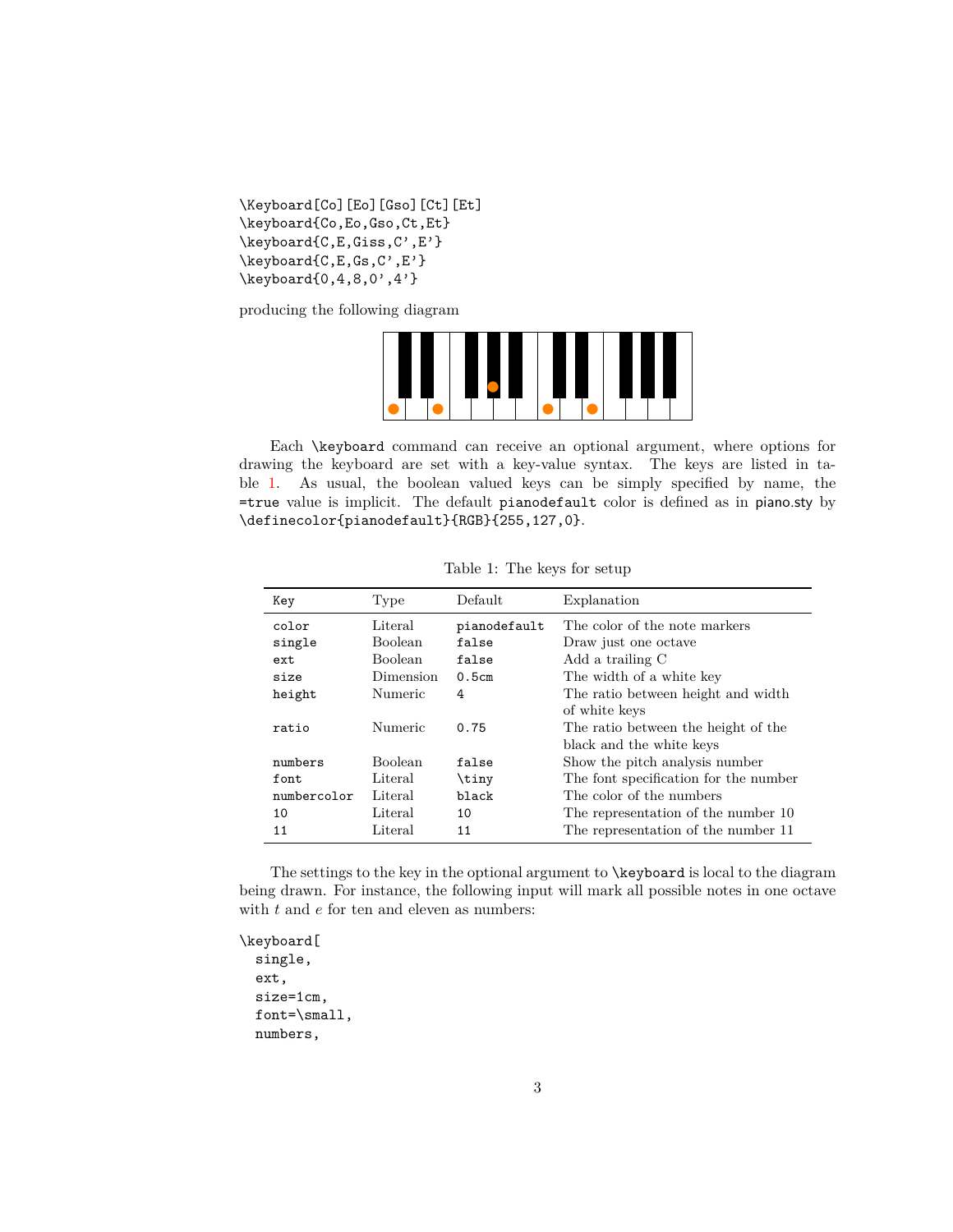```
\Keyboard[Co][Eo][Gso][Ct][Et]
\keyboard{Co,Eo,Gso,Ct,Et}
\keyboard{C,E,Giss,C',E'}
\keyboard{C,E,Gs,C',E'}
\keyboard{0,4,8,0',4'}
```

producing the following diagram

Each `\keyboard` command can receive an optional argument, where options for drawing the keyboard are set with a key-value syntax. The keys are listed in table 1. As usual, the boolean valued keys can be simply specified by name, the `=true` value is implicit. The default `pianodefault` color is defined as in piano.sty by `\definecolor{pianodefault}{RGB}{255,127,0}`.

Table 1: The keys for setup

| Key | Type | Default | Explanation |
|---|---|---|---|
| `color` | Literal | `pianodefault` | The color of the note markers |
| `single` | Boolean | `false` | Draw just one octave |
| `ext` | Boolean | `false` | Add a trailing C |
| `size` | Dimension | `0.5cm` | The width of a white key |
| `height` | Numeric | `4` | The ratio between height and width of white keys |
| `ratio` | Numeric | `0.75` | The ratio between the height of the black and the white keys |
| `numbers` | Boolean | `false` | Show the pitch analysis number |
| `font` | Literal | `\tiny` | The font specification for the number |
| `numbercolor` | Literal | `black` | The color of the numbers |
| `10` | Literal | `10` | The representation of the number 10 |
| `11` | Literal | `11` | The representation of the number 11 |

The settings to the key in the optional argument to `\keyboard` is local to the diagram being drawn. For instance, the following input will mark all possible notes in one octave with $t$ and $e$ for ten and eleven as numbers:

```
\keyboard[
  single,
  ext,
  size=1cm,
  font=\small,
  numbers,
```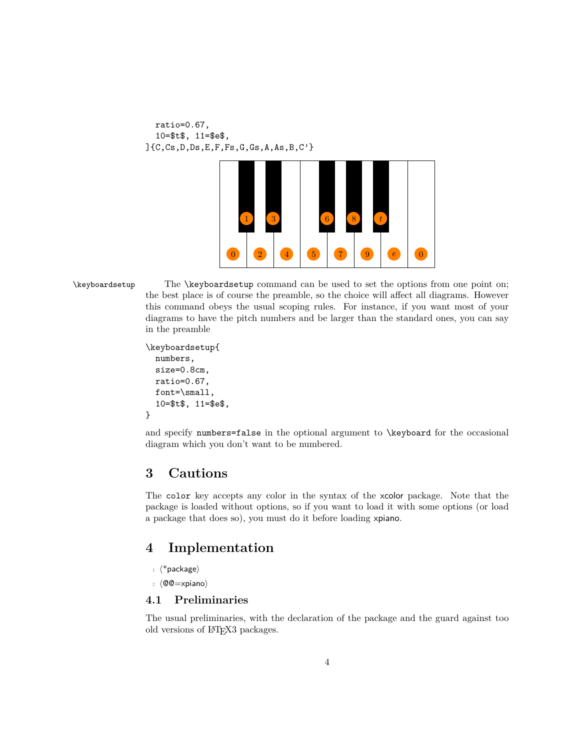```
  ratio=0.67,
  10=$t$, 11=$e$,
]{C,Cs,D,Ds,E,F,Fs,G,Gs,A,As,B,C'}
```

`\keyboardsetup` The `\keyboardsetup` command can be used to set the options from one point on; the best place is of course the preamble, so the choice will affect all diagrams. However this command obeys the usual scoping rules. For instance, if you want most of your diagrams to have the pitch numbers and be larger than the standard ones, you can say in the preamble

```
\keyboardsetup{
  numbers,
  size=0.8cm,
  ratio=0.67,
  font=\small,
  10=$t$, 11=$e$,
}
```

and specify `numbers=false` in the optional argument to `\keyboard` for the occasional diagram which you don't want to be numbered.

# 3 Cautions

The `color` key accepts any color in the syntax of the `xcolor` package. Note that the package is loaded without options, so if you want to load it with some options (or load a package that does so), you must do it before loading `xpiano`.

# 4 Implementation

```
1 ⟨*package⟩
2 ⟨@@=xpiano⟩
```

## 4.1 Preliminaries

The usual preliminaries, with the declaration of the package and the guard against too old versions of LaTeX3 packages.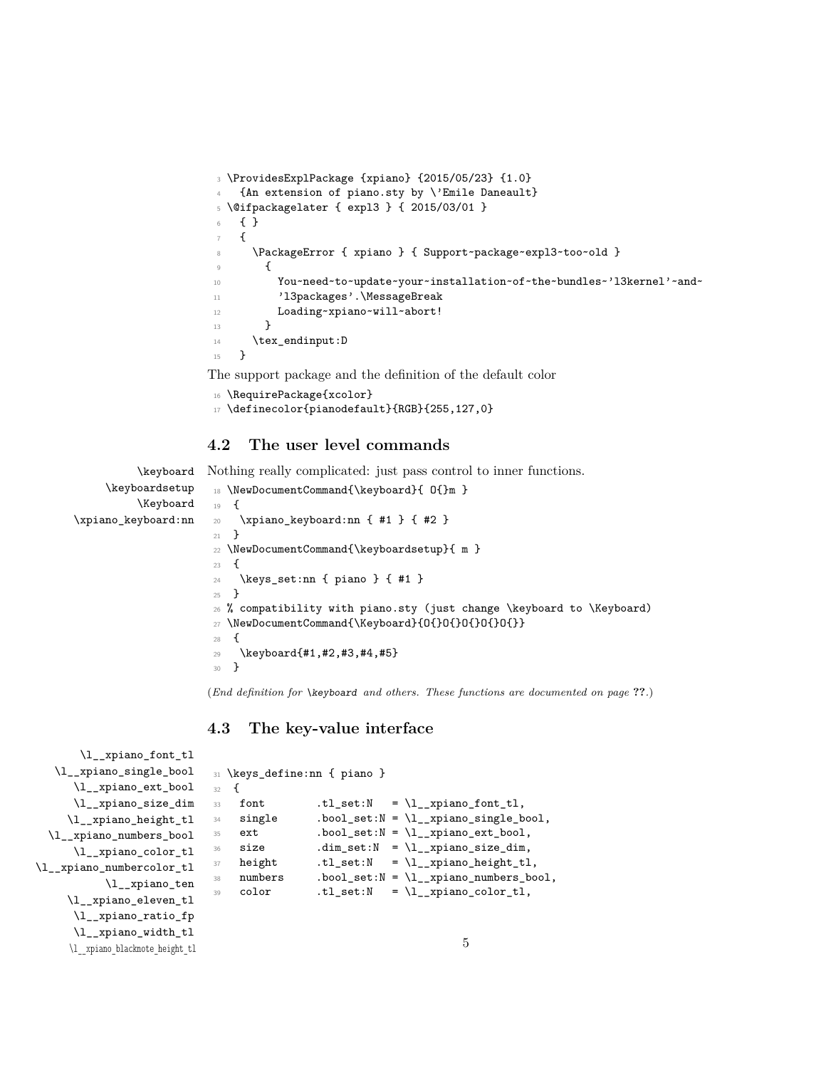```
3 \ProvidesExplPackage {xpiano} {2015/05/23} {1.0}
4   {An extension of piano.sty by \'Emile Daneault}
5 \@ifpackagelater { expl3 } { 2015/03/01 }
6   { }
7   {
8     \PackageError { xpiano } { Support~package~expl3~too~old }
9       {
10        You~need~to~update~your~installation~of~the~bundles~'l3kernel'~and~
11        'l3packages'.\MessageBreak
12        Loading~xpiano~will~abort!
13      }
14    \tex_endinput:D
15  }
```

The support package and the definition of the default color

```
16 \RequirePackage{xcolor}
17 \definecolor{pianodefault}{RGB}{255,127,0}
```

## 4.2 The user level commands

\keyboard
\keyboardsetup
\Keyboard
\xpiano_keyboard:nn

Nothing really complicated: just pass control to inner functions.

```
18 \NewDocumentCommand{\keyboard}{ O{}m }
19  {
20   \xpiano_keyboard:nn { #1 } { #2 }
21  }
22 \NewDocumentCommand{\keyboardsetup}{ m }
23  {
24   \keys_set:nn { piano } { #1 }
25  }
26 % compatibility with piano.sty (just change \keyboard to \Keyboard)
27 \NewDocumentCommand{\Keyboard}{O{}O{}O{}O{}O{}}
28  {
29   \keyboard{#1,#2,#3,#4,#5}
30  }
```

(*End definition for* \keyboard *and others. These functions are documented on page* **??**.)

## 4.3 The key-value interface

\l__xpiano_font_tl
\l__xpiano_single_bool
\l__xpiano_ext_bool
\l__xpiano_size_dim
\l__xpiano_height_tl
\l__xpiano_numbers_bool
\l__xpiano_color_tl
\l__xpiano_numbercolor_tl
\l__xpiano_ten
\l__xpiano_eleven_tl
\l__xpiano_ratio_fp
\l__xpiano_width_tl
\l__xpiano_blacknote_height_tl

```
31 \keys_define:nn { piano }
32  {
33   font        .tl_set:N   = \l__xpiano_font_tl,
34   single      .bool_set:N = \l__xpiano_single_bool,
35   ext         .bool_set:N = \l__xpiano_ext_bool,
36   size        .dim_set:N  = \l__xpiano_size_dim,
37   height      .tl_set:N   = \l__xpiano_height_tl,
38   numbers     .bool_set:N = \l__xpiano_numbers_bool,
39   color       .tl_set:N   = \l__xpiano_color_tl,
```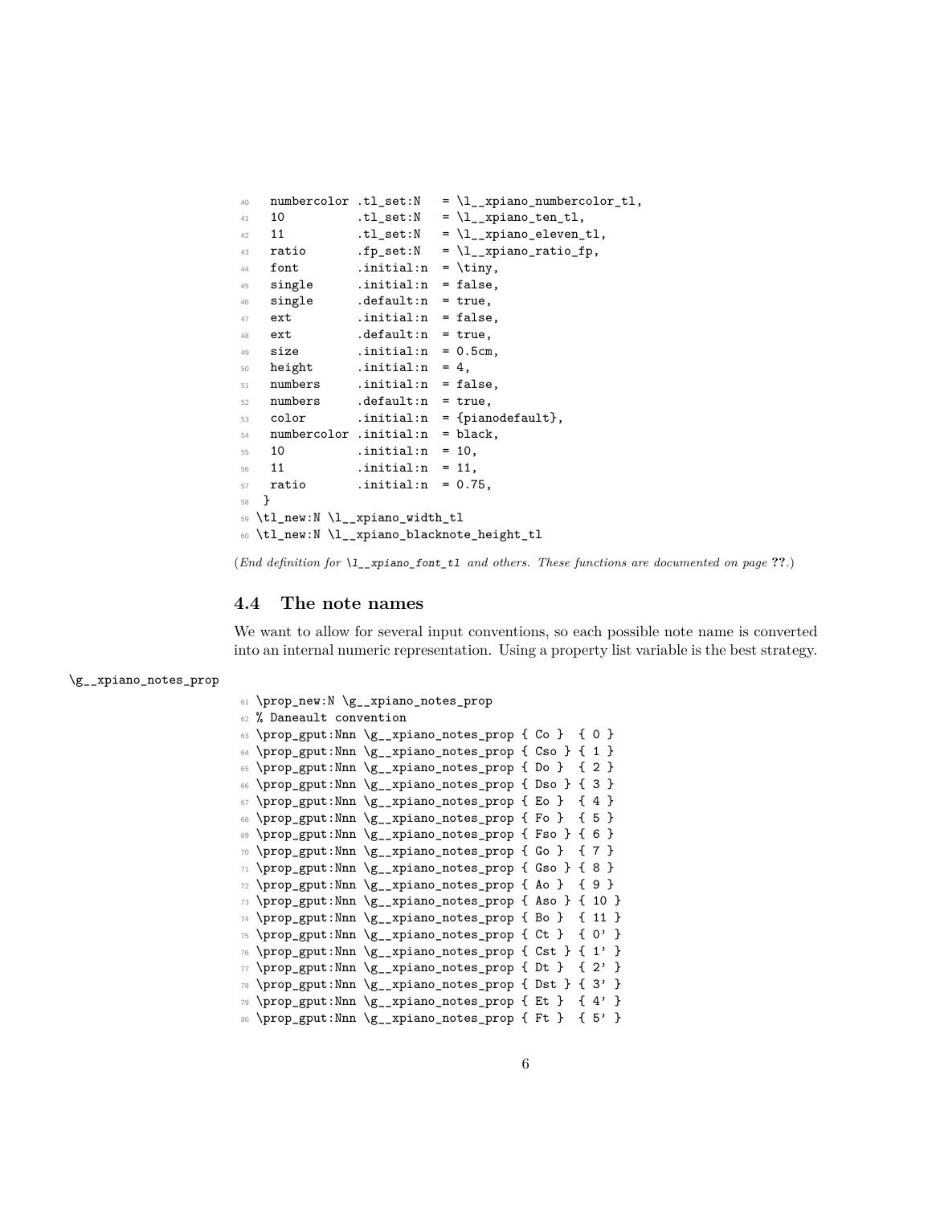```
40   numbercolor .tl_set:N   = \l__xpiano_numbercolor_tl,
41   10          .tl_set:N   = \l__xpiano_ten_tl,
42   11          .tl_set:N   = \l__xpiano_eleven_tl,
43   ratio       .fp_set:N   = \l__xpiano_ratio_fp,
44   font        .initial:n  = \tiny,
45   single      .initial:n  = false,
46   single      .default:n  = true,
47   ext         .initial:n  = false,
48   ext         .default:n  = true,
49   size        .initial:n  = 0.5cm,
50   height      .initial:n  = 4,
51   numbers     .initial:n  = false,
52   numbers     .default:n  = true,
53   color       .initial:n  = {pianodefault},
54   numbercolor .initial:n  = black,
55   10          .initial:n  = 10,
56   11          .initial:n  = 11,
57   ratio       .initial:n  = 0.75,
58  }
59 \tl_new:N \l__xpiano_width_tl
60 \tl_new:N \l__xpiano_blacknote_height_tl
```

(*End definition for* `\l__xpiano_font_tl` *and others. These functions are documented on page* **??**.)

## 4.4 The note names

We want to allow for several input conventions, so each possible note name is converted into an internal numeric representation. Using a property list variable is the best strategy.

`\g__xpiano_notes_prop`

```
61 \prop_new:N \g__xpiano_notes_prop
62 % Daneault convention
63 \prop_gput:Nnn \g__xpiano_notes_prop { Co }  { 0 }
64 \prop_gput:Nnn \g__xpiano_notes_prop { Cso } { 1 }
65 \prop_gput:Nnn \g__xpiano_notes_prop { Do }  { 2 }
66 \prop_gput:Nnn \g__xpiano_notes_prop { Dso } { 3 }
67 \prop_gput:Nnn \g__xpiano_notes_prop { Eo }  { 4 }
68 \prop_gput:Nnn \g__xpiano_notes_prop { Fo }  { 5 }
69 \prop_gput:Nnn \g__xpiano_notes_prop { Fso } { 6 }
70 \prop_gput:Nnn \g__xpiano_notes_prop { Go }  { 7 }
71 \prop_gput:Nnn \g__xpiano_notes_prop { Gso } { 8 }
72 \prop_gput:Nnn \g__xpiano_notes_prop { Ao }  { 9 }
73 \prop_gput:Nnn \g__xpiano_notes_prop { Aso } { 10 }
74 \prop_gput:Nnn \g__xpiano_notes_prop { Bo }  { 11 }
75 \prop_gput:Nnn \g__xpiano_notes_prop { Ct }  { 0' }
76 \prop_gput:Nnn \g__xpiano_notes_prop { Cst } { 1' }
77 \prop_gput:Nnn \g__xpiano_notes_prop { Dt }  { 2' }
78 \prop_gput:Nnn \g__xpiano_notes_prop { Dst } { 3' }
79 \prop_gput:Nnn \g__xpiano_notes_prop { Et }  { 4' }
80 \prop_gput:Nnn \g__xpiano_notes_prop { Ft }  { 5' }
```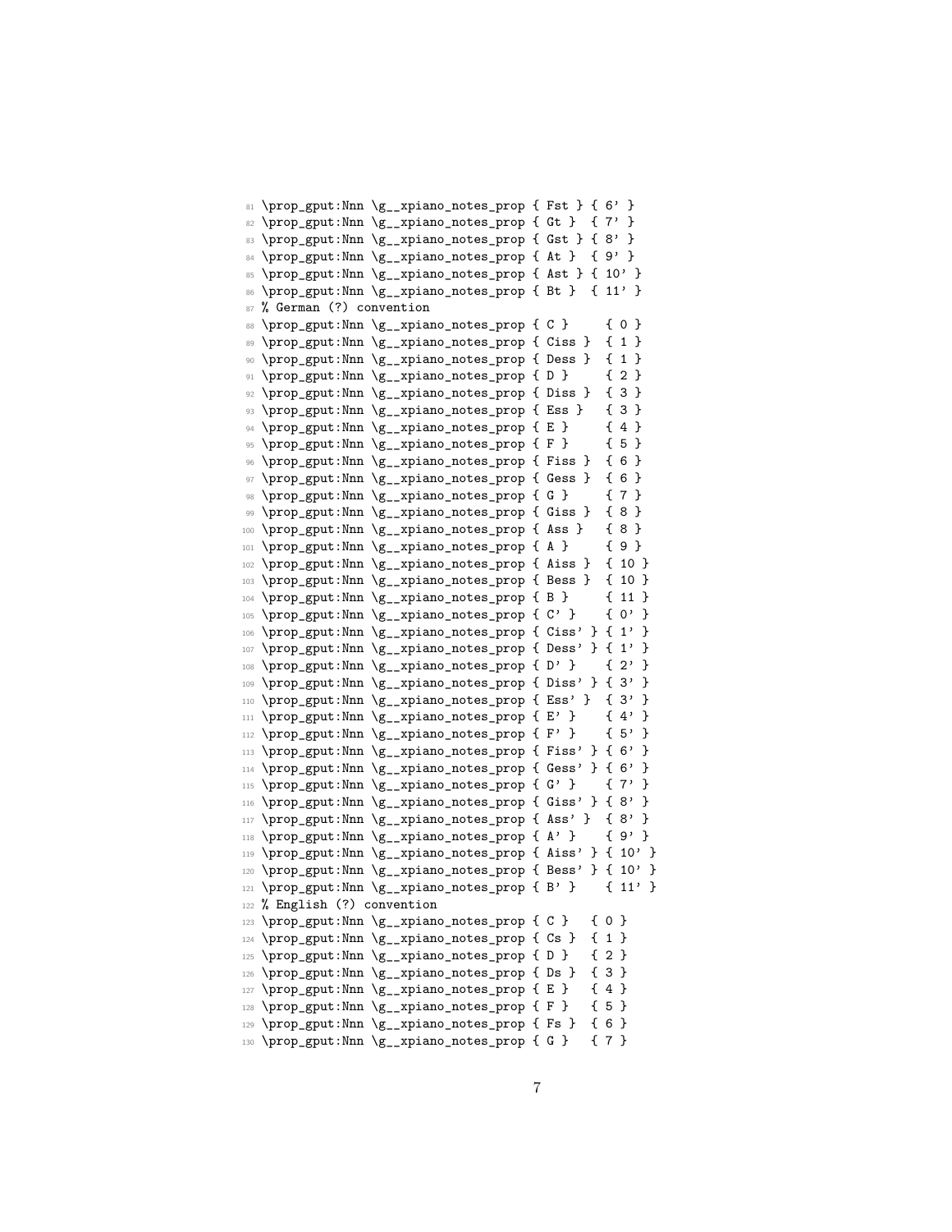```
\prop_gput:Nnn \g__xpiano_notes_prop { Fst } { 6' }
\prop_gput:Nnn \g__xpiano_notes_prop { Gt }  { 7' }
\prop_gput:Nnn \g__xpiano_notes_prop { Gst } { 8' }
\prop_gput:Nnn \g__xpiano_notes_prop { At }  { 9' }
\prop_gput:Nnn \g__xpiano_notes_prop { Ast } { 10' }
\prop_gput:Nnn \g__xpiano_notes_prop { Bt }  { 11' }
% German (?) convention
\prop_gput:Nnn \g__xpiano_notes_prop { C }     { 0 }
\prop_gput:Nnn \g__xpiano_notes_prop { Ciss }  { 1 }
\prop_gput:Nnn \g__xpiano_notes_prop { Dess }  { 1 }
\prop_gput:Nnn \g__xpiano_notes_prop { D }     { 2 }
\prop_gput:Nnn \g__xpiano_notes_prop { Diss }  { 3 }
\prop_gput:Nnn \g__xpiano_notes_prop { Ess }   { 3 }
\prop_gput:Nnn \g__xpiano_notes_prop { E }     { 4 }
\prop_gput:Nnn \g__xpiano_notes_prop { F }     { 5 }
\prop_gput:Nnn \g__xpiano_notes_prop { Fiss }  { 6 }
\prop_gput:Nnn \g__xpiano_notes_prop { Gess }  { 6 }
\prop_gput:Nnn \g__xpiano_notes_prop { G }     { 7 }
\prop_gput:Nnn \g__xpiano_notes_prop { Giss }  { 8 }
\prop_gput:Nnn \g__xpiano_notes_prop { Ass }   { 8 }
\prop_gput:Nnn \g__xpiano_notes_prop { A }     { 9 }
\prop_gput:Nnn \g__xpiano_notes_prop { Aiss }  { 10 }
\prop_gput:Nnn \g__xpiano_notes_prop { Bess }  { 10 }
\prop_gput:Nnn \g__xpiano_notes_prop { B }     { 11 }
\prop_gput:Nnn \g__xpiano_notes_prop { C' }    { 0' }
\prop_gput:Nnn \g__xpiano_notes_prop { Ciss' } { 1' }
\prop_gput:Nnn \g__xpiano_notes_prop { Dess' } { 1' }
\prop_gput:Nnn \g__xpiano_notes_prop { D' }    { 2' }
\prop_gput:Nnn \g__xpiano_notes_prop { Diss' } { 3' }
\prop_gput:Nnn \g__xpiano_notes_prop { Ess' }  { 3' }
\prop_gput:Nnn \g__xpiano_notes_prop { E' }    { 4' }
\prop_gput:Nnn \g__xpiano_notes_prop { F' }    { 5' }
\prop_gput:Nnn \g__xpiano_notes_prop { Fiss' } { 6' }
\prop_gput:Nnn \g__xpiano_notes_prop { Gess' } { 6' }
\prop_gput:Nnn \g__xpiano_notes_prop { G' }    { 7' }
\prop_gput:Nnn \g__xpiano_notes_prop { Giss' } { 8' }
\prop_gput:Nnn \g__xpiano_notes_prop { Ass' }  { 8' }
\prop_gput:Nnn \g__xpiano_notes_prop { A' }    { 9' }
\prop_gput:Nnn \g__xpiano_notes_prop { Aiss' } { 10' }
\prop_gput:Nnn \g__xpiano_notes_prop { Bess' } { 10' }
\prop_gput:Nnn \g__xpiano_notes_prop { B' }    { 11' }
% English (?) convention
\prop_gput:Nnn \g__xpiano_notes_prop { C }   { 0 }
\prop_gput:Nnn \g__xpiano_notes_prop { Cs }  { 1 }
\prop_gput:Nnn \g__xpiano_notes_prop { D }   { 2 }
\prop_gput:Nnn \g__xpiano_notes_prop { Ds }  { 3 }
\prop_gput:Nnn \g__xpiano_notes_prop { E }   { 4 }
\prop_gput:Nnn \g__xpiano_notes_prop { F }   { 5 }
\prop_gput:Nnn \g__xpiano_notes_prop { Fs }  { 6 }
\prop_gput:Nnn \g__xpiano_notes_prop { G }   { 7 }
```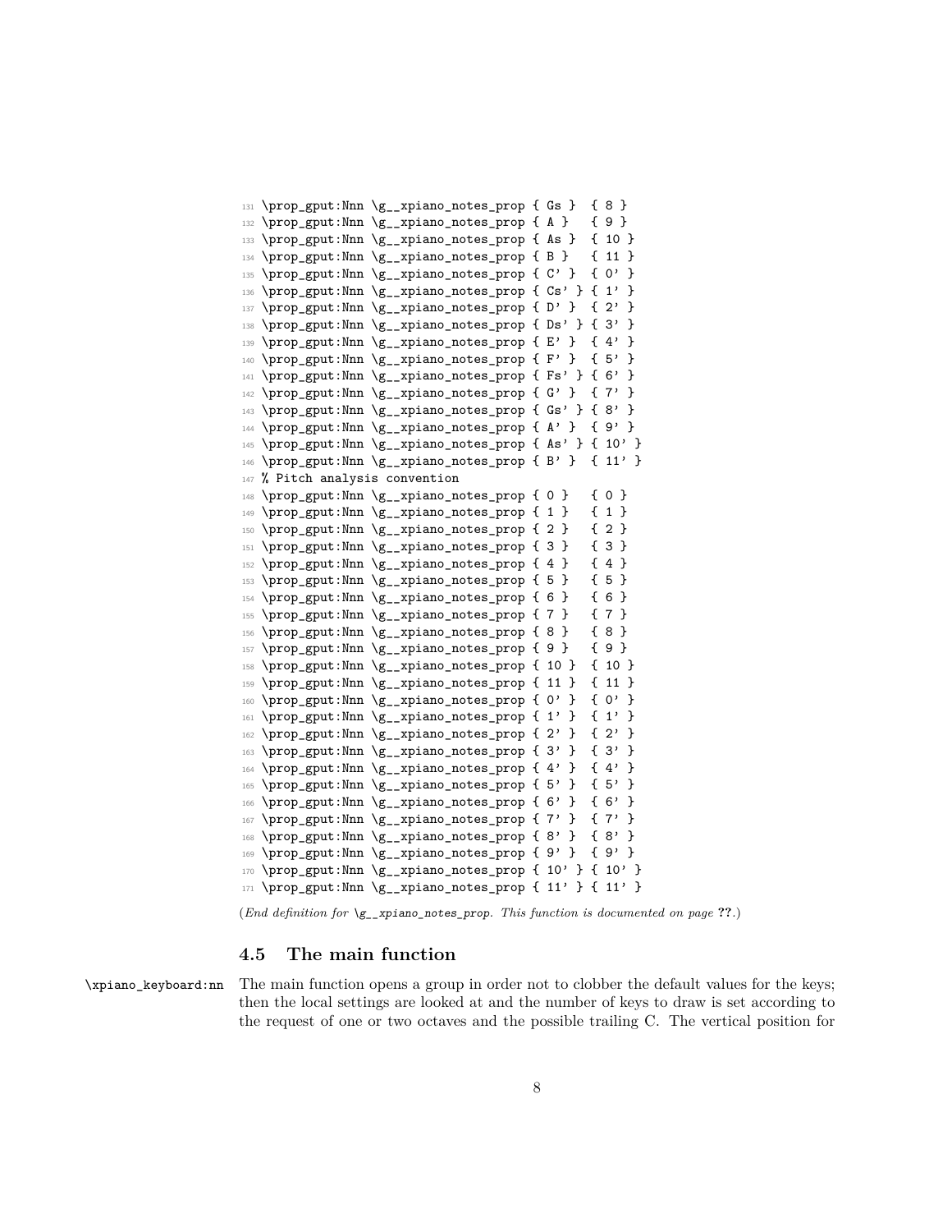```
131 \prop_gput:Nnn \g__xpiano_notes_prop { Gs }  { 8 }
132 \prop_gput:Nnn \g__xpiano_notes_prop { A }   { 9 }
133 \prop_gput:Nnn \g__xpiano_notes_prop { As }  { 10 }
134 \prop_gput:Nnn \g__xpiano_notes_prop { B }   { 11 }
135 \prop_gput:Nnn \g__xpiano_notes_prop { C' }  { 0' }
136 \prop_gput:Nnn \g__xpiano_notes_prop { Cs' } { 1' }
137 \prop_gput:Nnn \g__xpiano_notes_prop { D' }  { 2' }
138 \prop_gput:Nnn \g__xpiano_notes_prop { Ds' } { 3' }
139 \prop_gput:Nnn \g__xpiano_notes_prop { E' }  { 4' }
140 \prop_gput:Nnn \g__xpiano_notes_prop { F' }  { 5' }
141 \prop_gput:Nnn \g__xpiano_notes_prop { Fs' } { 6' }
142 \prop_gput:Nnn \g__xpiano_notes_prop { G' }  { 7' }
143 \prop_gput:Nnn \g__xpiano_notes_prop { Gs' } { 8' }
144 \prop_gput:Nnn \g__xpiano_notes_prop { A' }  { 9' }
145 \prop_gput:Nnn \g__xpiano_notes_prop { As' } { 10' }
146 \prop_gput:Nnn \g__xpiano_notes_prop { B' }  { 11' }
147 % Pitch analysis convention
148 \prop_gput:Nnn \g__xpiano_notes_prop { 0 }   { 0 }
149 \prop_gput:Nnn \g__xpiano_notes_prop { 1 }   { 1 }
150 \prop_gput:Nnn \g__xpiano_notes_prop { 2 }   { 2 }
151 \prop_gput:Nnn \g__xpiano_notes_prop { 3 }   { 3 }
152 \prop_gput:Nnn \g__xpiano_notes_prop { 4 }   { 4 }
153 \prop_gput:Nnn \g__xpiano_notes_prop { 5 }   { 5 }
154 \prop_gput:Nnn \g__xpiano_notes_prop { 6 }   { 6 }
155 \prop_gput:Nnn \g__xpiano_notes_prop { 7 }   { 7 }
156 \prop_gput:Nnn \g__xpiano_notes_prop { 8 }   { 8 }
157 \prop_gput:Nnn \g__xpiano_notes_prop { 9 }   { 9 }
158 \prop_gput:Nnn \g__xpiano_notes_prop { 10 }  { 10 }
159 \prop_gput:Nnn \g__xpiano_notes_prop { 11 }  { 11 }
160 \prop_gput:Nnn \g__xpiano_notes_prop { 0' }  { 0' }
161 \prop_gput:Nnn \g__xpiano_notes_prop { 1' }  { 1' }
162 \prop_gput:Nnn \g__xpiano_notes_prop { 2' }  { 2' }
163 \prop_gput:Nnn \g__xpiano_notes_prop { 3' }  { 3' }
164 \prop_gput:Nnn \g__xpiano_notes_prop { 4' }  { 4' }
165 \prop_gput:Nnn \g__xpiano_notes_prop { 5' }  { 5' }
166 \prop_gput:Nnn \g__xpiano_notes_prop { 6' }  { 6' }
167 \prop_gput:Nnn \g__xpiano_notes_prop { 7' }  { 7' }
168 \prop_gput:Nnn \g__xpiano_notes_prop { 8' }  { 8' }
169 \prop_gput:Nnn \g__xpiano_notes_prop { 9' }  { 9' }
170 \prop_gput:Nnn \g__xpiano_notes_prop { 10' } { 10' }
171 \prop_gput:Nnn \g__xpiano_notes_prop { 11' } { 11' }
```

(*End definition for \g__xpiano_notes_prop. This function is documented on page* **??**.)

### 4.5 The main function

`\xpiano_keyboard:nn` The main function opens a group in order not to clobber the default values for the keys; then the local settings are looked at and the number of keys to draw is set according to the request of one or two octaves and the possible trailing C. The vertical position for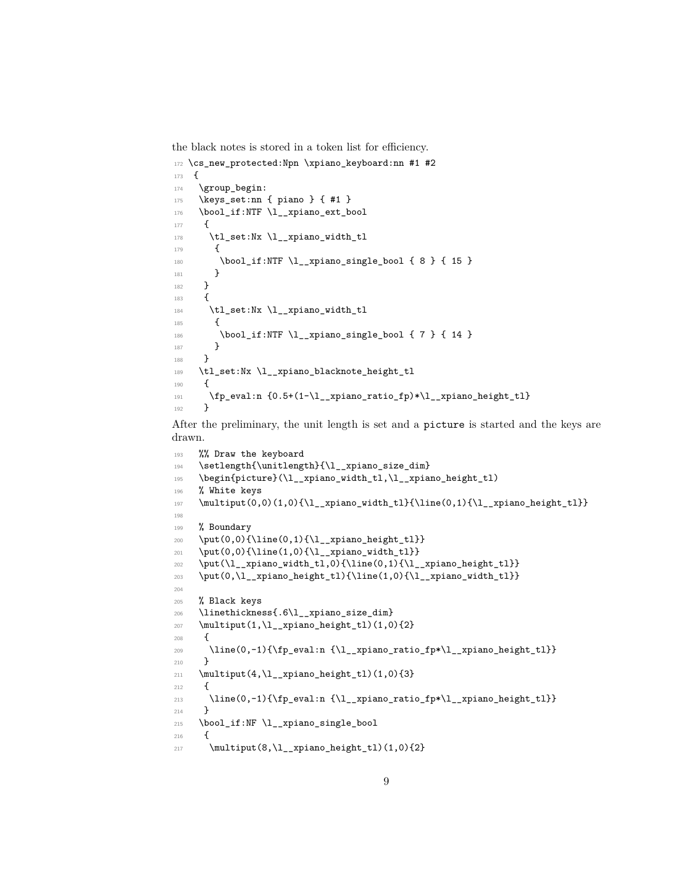the black notes is stored in a token list for efficiency.

```
172 \cs_new_protected:Npn \xpiano_keyboard:nn #1 #2
173  {
174   \group_begin:
175   \keys_set:nn { piano } { #1 }
176   \bool_if:NTF \l__xpiano_ext_bool
177    {
178     \tl_set:Nx \l__xpiano_width_tl
179      {
180       \bool_if:NTF \l__xpiano_single_bool { 8 } { 15 }
181      }
182    }
183    {
184     \tl_set:Nx \l__xpiano_width_tl
185      {
186       \bool_if:NTF \l__xpiano_single_bool { 7 } { 14 }
187      }
188    }
189   \tl_set:Nx \l__xpiano_blacknote_height_tl
190    {
191     \fp_eval:n {0.5+(1-\l__xpiano_ratio_fp)*\l__xpiano_height_tl}
192    }
```

After the preliminary, the unit length is set and a `picture` is started and the keys are drawn.

```
193   %% Draw the keyboard
194   \setlength{\unitlength}{\l__xpiano_size_dim}
195   \begin{picture}(\l__xpiano_width_tl,\l__xpiano_height_tl)
196   % White keys
197   \multiput(0,0)(1,0){\l__xpiano_width_tl}{\line(0,1){\l__xpiano_height_tl}}
198 
199   % Boundary
200   \put(0,0){\line(0,1){\l__xpiano_height_tl}}
201   \put(0,0){\line(1,0){\l__xpiano_width_tl}}
202   \put(\l__xpiano_width_tl,0){\line(0,1){\l__xpiano_height_tl}}
203   \put(0,\l__xpiano_height_tl){\line(1,0){\l__xpiano_width_tl}}
204 
205   % Black keys
206   \linethickness{.6\l__xpiano_size_dim}
207   \multiput(1,\l__xpiano_height_tl)(1,0){2}
208    {
209     \line(0,-1){\fp_eval:n {\l__xpiano_ratio_fp*\l__xpiano_height_tl}}
210    }
211   \multiput(4,\l__xpiano_height_tl)(1,0){3}
212    {
213     \line(0,-1){\fp_eval:n {\l__xpiano_ratio_fp*\l__xpiano_height_tl}}
214    }
215   \bool_if:NF \l__xpiano_single_bool
216    {
217     \multiput(8,\l__xpiano_height_tl)(1,0){2}
```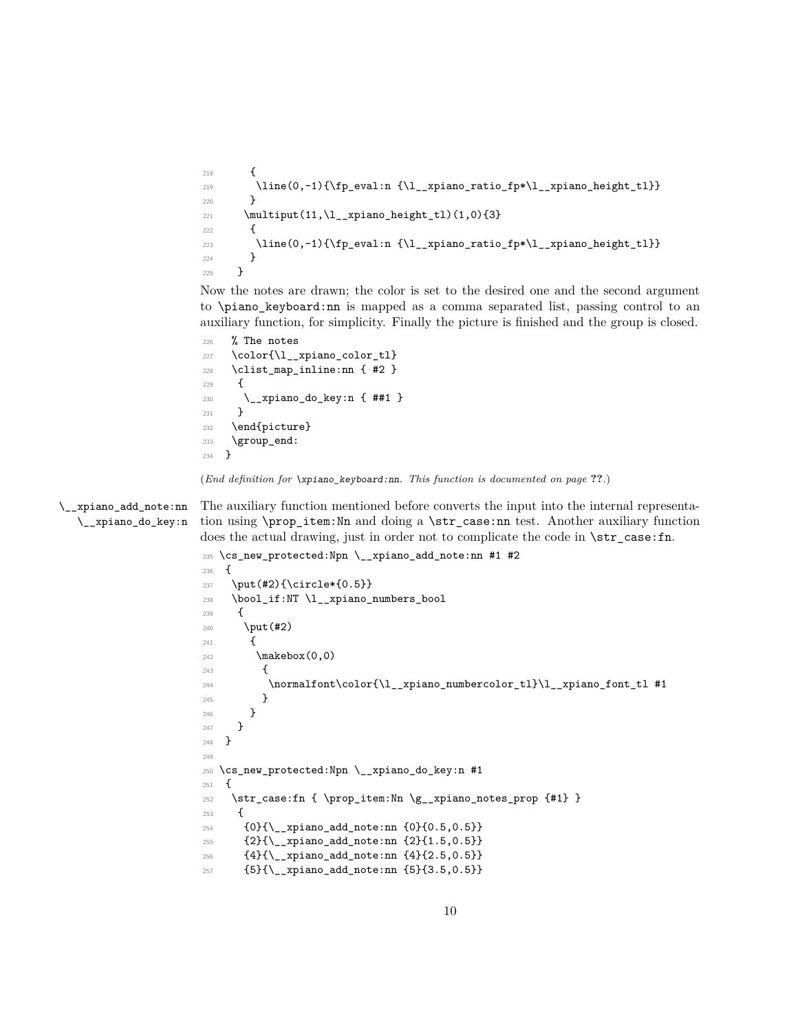```
218       {
219        \line(0,-1){\fp_eval:n {\l__xpiano_ratio_fp*\l__xpiano_height_tl}}
220       }
221     \multiput(11,\l__xpiano_height_tl)(1,0){3}
222       {
223        \line(0,-1){\fp_eval:n {\l__xpiano_ratio_fp*\l__xpiano_height_tl}}
224       }
225     }
```

Now the notes are drawn; the color is set to the desired one and the second argument to `\piano_keyboard:nn` is mapped as a comma separated list, passing control to an auxiliary function, for simplicity. Finally the picture is finished and the group is closed.

```
226   % The notes
227   \color{\l__xpiano_color_tl}
228   \clist_map_inline:nn { #2 }
229    {
230     \__xpiano_do_key:n { ##1 }
231    }
232   \end{picture}
233   \group_end:
234  }
```

(*End definition for `\xpiano_keyboard:nn`. This function is documented on page ??.*)

`\__xpiano_add_note:nn`
`\__xpiano_do_key:n`

The auxiliary function mentioned before converts the input into the internal representation using `\prop_item:Nn` and doing a `\str_case:nn` test. Another auxiliary function does the actual drawing, just in order not to complicate the code in `\str_case:fn`.

```
235 \cs_new_protected:Npn \__xpiano_add_note:nn #1 #2
236  {
237   \put(#2){\circle*{0.5}}
238   \bool_if:NT \l__xpiano_numbers_bool
239    {
240     \put(#2)
241      {
242       \makebox(0,0)
243        {
244         \normalfont\color{\l__xpiano_numbercolor_tl}\l__xpiano_font_tl #1
245        }
246      }
247    }
248  }
249
250 \cs_new_protected:Npn \__xpiano_do_key:n #1
251  {
252   \str_case:fn { \prop_item:Nn \g__xpiano_notes_prop {#1} }
253    {
254     {0}{\__xpiano_add_note:nn {0}{0.5,0.5}}
255     {2}{\__xpiano_add_note:nn {2}{1.5,0.5}}
256     {4}{\__xpiano_add_note:nn {4}{2.5,0.5}}
257     {5}{\__xpiano_add_note:nn {5}{3.5,0.5}}
```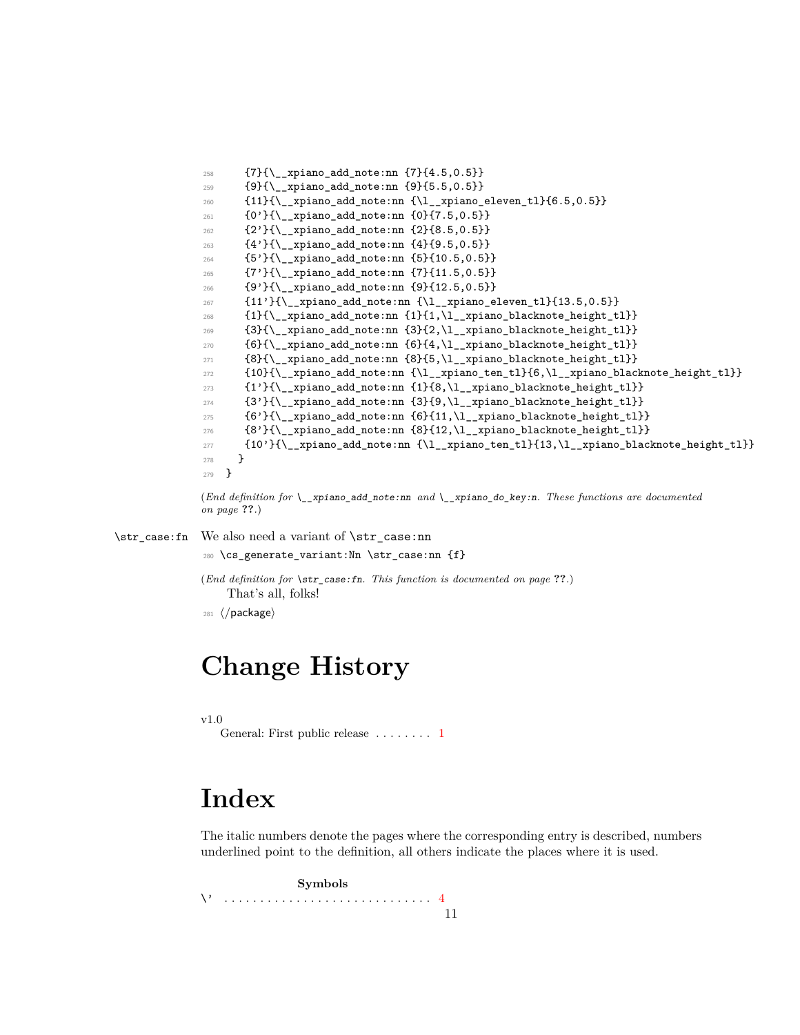```
258     {7}{\__xpiano_add_note:nn {7}{4.5,0.5}}
259     {9}{\__xpiano_add_note:nn {9}{5.5,0.5}}
260     {11}{\__xpiano_add_note:nn {\l__xpiano_eleven_tl}{6.5,0.5}}
261     {0'}{\__xpiano_add_note:nn {0}{7.5,0.5}}
262     {2'}{\__xpiano_add_note:nn {2}{8.5,0.5}}
263     {4'}{\__xpiano_add_note:nn {4}{9.5,0.5}}
264     {5'}{\__xpiano_add_note:nn {5}{10.5,0.5}}
265     {7'}{\__xpiano_add_note:nn {7}{11.5,0.5}}
266     {9'}{\__xpiano_add_note:nn {9}{12.5,0.5}}
267     {11'}{\__xpiano_add_note:nn {\l__xpiano_eleven_tl}{13.5,0.5}}
268     {1}{\__xpiano_add_note:nn {1}{1,\l__xpiano_blacknote_height_tl}}
269     {3}{\__xpiano_add_note:nn {3}{2,\l__xpiano_blacknote_height_tl}}
270     {6}{\__xpiano_add_note:nn {6}{4,\l__xpiano_blacknote_height_tl}}
271     {8}{\__xpiano_add_note:nn {8}{5,\l__xpiano_blacknote_height_tl}}
272     {10}{\__xpiano_add_note:nn {\l__xpiano_ten_tl}{6,\l__xpiano_blacknote_height_tl}}
273     {1'}{\__xpiano_add_note:nn {1}{8,\l__xpiano_blacknote_height_tl}}
274     {3'}{\__xpiano_add_note:nn {3}{9,\l__xpiano_blacknote_height_tl}}
275     {6'}{\__xpiano_add_note:nn {6}{11,\l__xpiano_blacknote_height_tl}}
276     {8'}{\__xpiano_add_note:nn {8}{12,\l__xpiano_blacknote_height_tl}}
277     {10'}{\__xpiano_add_note:nn {\l__xpiano_ten_tl}{13,\l__xpiano_blacknote_height_tl}}
278   }
279 }
```

(*End definition for \__xpiano_add_note:nn and \__xpiano_do_key:n. These functions are documented on page* **??**.)

`\str_case:fn` We also need a variant of `\str_case:nn`

```
280 \cs_generate_variant:Nn \str_case:nn {f}
```

(*End definition for \str_case:fn. This function is documented on page* **??**.)

That's all, folks!

```
281 ⟨/package⟩
```

# Change History

v1.0
General: First public release . . . . . . . . 1

# Index

The italic numbers denote the pages where the corresponding entry is described, numbers underlined point to the definition, all others indicate the places where it is used.

**Symbols**

\' . . . . . . . . . . . . . . . . . . . . . . . . . . . . . 4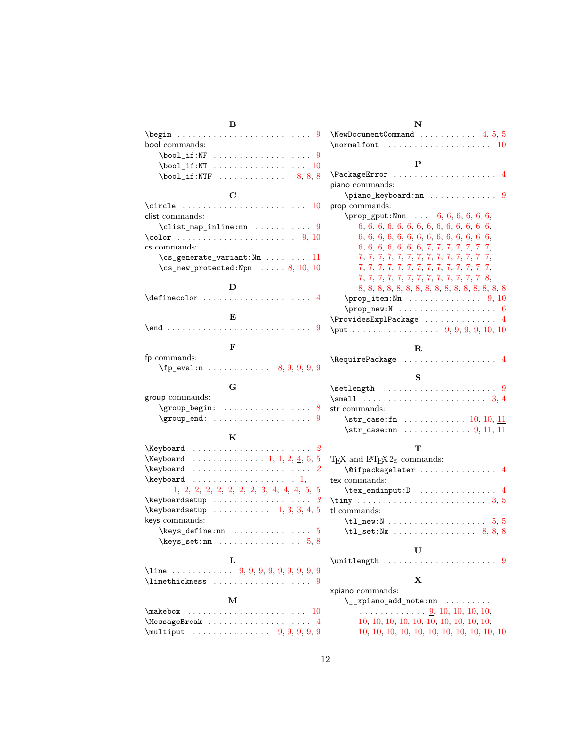**B**

\begin . . . . . . . . . . 9
bool commands:
  \bool_if:NF . . . . . . . . . . 9
  \bool_if:NT . . . . . . . . . . 10
  \bool_if:NTF . . . . . . . . . . 8, 8, 8

**C**

\circle . . . . . . . . . . 10
clist commands:
  \clist_map_inline:nn . . . . . . . . . . 9
\color . . . . . . . . . . 9, 10
cs commands:
  \cs_generate_variant:Nn . . . . . . . . . . 11
  \cs_new_protected:Npn . . . . . 8, 10, 10

**D**

\definecolor . . . . . . . . . . 4

**E**

\end . . . . . . . . . . 9

**F**

fp commands:
  \fp_eval:n . . . . . . . . . . 8, 9, 9, 9, 9

**G**

group commands:
  \group_begin: . . . . . . . . . . 8
  \group_end: . . . . . . . . . . 9

**K**

\Keyboard . . . . . . . . . . *2*
\Keyboard . . . . . . . . . . 1, 1, 2, 4, 5, 5
\keyboard . . . . . . . . . . *2*
\keyboard . . . . . . . . . . 1, 1, 2, 2, 2, 2, 2, 2, 2, 3, 4, 4, 4, 5, 5
\keyboardsetup . . . . . . . . . . *3*
\keyboardsetup . . . . . . . . . . 1, 3, 3, 4, 5
keys commands:
  \keys_define:nn . . . . . . . . . . 5
  \keys_set:nn . . . . . . . . . . 5, 8

**L**

\line . . . . . . . . . . 9, 9, 9, 9, 9, 9, 9, 9, 9
\linethickness . . . . . . . . . . 9

**M**

\makebox . . . . . . . . . . 10
\MessageBreak . . . . . . . . . . 4
\multiput . . . . . . . . . . 9, 9, 9, 9, 9

**N**

\NewDocumentCommand . . . . . . . . . . 4, 5, 5
\normalfont . . . . . . . . . . 10

**P**

\PackageError . . . . . . . . . . 4
piano commands:
  \piano_keyboard:nn . . . . . . . . . . 9
prop commands:
  \prop_gput:Nnn . . . 6, 6, 6, 6, 6, 6, 6, 6, 6, 6, 6, 6, 6, 6, 6, 6, 6, 6, 6, 6, 6, 6, 6, 6, 6, 6, 6, 6, 6, 6, 6, 6, 6, 6, 6, 6, 6, 6, 6, 6, 6, 6, 6, 7, 7, 7, 7, 7, 7, 7, 7, 7, 7, 7, 7, 7, 7, 7, 7, 7, 7, 7, 7, 7, 7, 7, 7, 7, 7, 7, 7, 7, 7, 7, 7, 7, 7, 7, 7, 7, 7, 7, 7, 7, 7, 7, 7, 7, 7, 7, 8, 8, 8, 8, 8, 8, 8, 8, 8, 8, 8, 8, 8, 8, 8, 8, 8
  \prop_item:Nn . . . . . . . . . . 9, 10
  \prop_new:N . . . . . . . . . . 6
\ProvidesExplPackage . . . . . . . . . . 4
\put . . . . . . . . . . 9, 9, 9, 9, 10, 10

**R**

\RequirePackage . . . . . . . . . . 4

**S**

\setlength . . . . . . . . . . 9
\small . . . . . . . . . . 3, 4
str commands:
  \str_case:fn . . . . . . . . . . 10, 10, 11
  \str_case:nn . . . . . . . . . . 9, 11, 11

**T**

TeX and LaTeX $2_\varepsilon$ commands:
  \@ifpackagelater . . . . . . . . . . 4
tex commands:
  \tex_endinput:D . . . . . . . . . . 4
\tiny . . . . . . . . . . 3, 5
tl commands:
  \tl_new:N . . . . . . . . . . 5, 5
  \tl_set:Nx . . . . . . . . . . 8, 8, 8

**U**

\unitlength . . . . . . . . . . 9

**X**

xpiano commands:
  \__xpiano_add_note:nn . . . . . . . . . . 9, 10, 10, 10, 10, 10, 10, 10, 10, 10, 10, 10, 10, 10, 10, 10, 10, 10, 10, 10, 10, 10, 10, 10, 10, 10, 10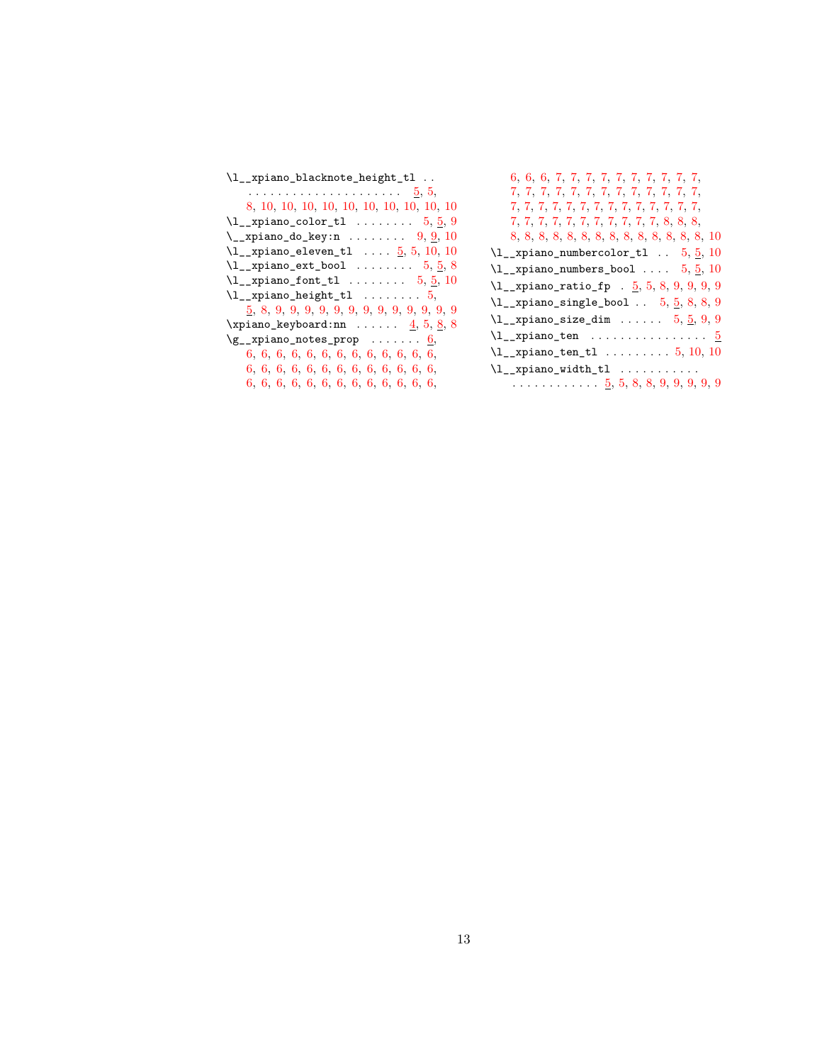\l__xpiano_blacknote_height_tl . . . . . . . . . . . . . . . . . . . . . . . 5, 5, 8, 10, 10, 10, 10, 10, 10, 10, 10, 10, 10

\l__xpiano_color_tl . . . . . . . . 5, 5, 9

\__xpiano_do_key:n . . . . . . . . 9, 9, 10

\l__xpiano_eleven_tl . . . . 5, 5, 10, 10

\l__xpiano_ext_bool . . . . . . . . 5, 5, 8

\l__xpiano_font_tl . . . . . . . . 5, 5, 10

\l__xpiano_height_tl . . . . . . . . 5, 5, 8, 9, 9, 9, 9, 9, 9, 9, 9, 9, 9, 9, 9, 9

\xpiano_keyboard:nn . . . . . . 4, 5, 8, 8

\g__xpiano_notes_prop . . . . . . . 6, 6, 6, 6, 6, 6, 6, 6, 6, 6, 6, 6, 6, 6, 6, 6, 6, 6, 6, 6, 6, 6, 6, 6, 6, 6, 6, 6, 6, 6, 6, 6, 6, 6, 6, 6, 6, 6, 6, 6, 6, 6, 6, 6, 6, 6, 6, 7, 7, 7, 7, 7, 7, 7, 7, 7, 7, 7, 7, 7, 7, 7, 7, 7, 7, 7, 7, 7, 7, 7, 7, 7, 7, 7, 7, 7, 7, 7, 7, 7, 7, 7, 7, 7, 7, 7, 7, 7, 7, 7, 7, 7, 7, 7, 7, 7, 7, 7, 7, 7, 7, 7, 7, 8, 8, 8, 8, 8, 8, 8, 8, 8, 8, 8, 8, 8, 8, 8, 8, 8, 8, 10

\l__xpiano_numbercolor_tl . . 5, 5, 10

\l__xpiano_numbers_bool . . . . 5, 5, 10

\l__xpiano_ratio_fp . 5, 5, 8, 9, 9, 9, 9

\l__xpiano_single_bool . . 5, 5, 8, 8, 9

\l__xpiano_size_dim . . . . . . 5, 5, 9, 9

\l__xpiano_ten . . . . . . . . . . . . . . . . 5

\l__xpiano_ten_tl . . . . . . . . . 5, 10, 10

\l__xpiano_width_tl . . . . . . . . . . . . . . . . . . . . . . . 5, 5, 8, 8, 9, 9, 9, 9, 9